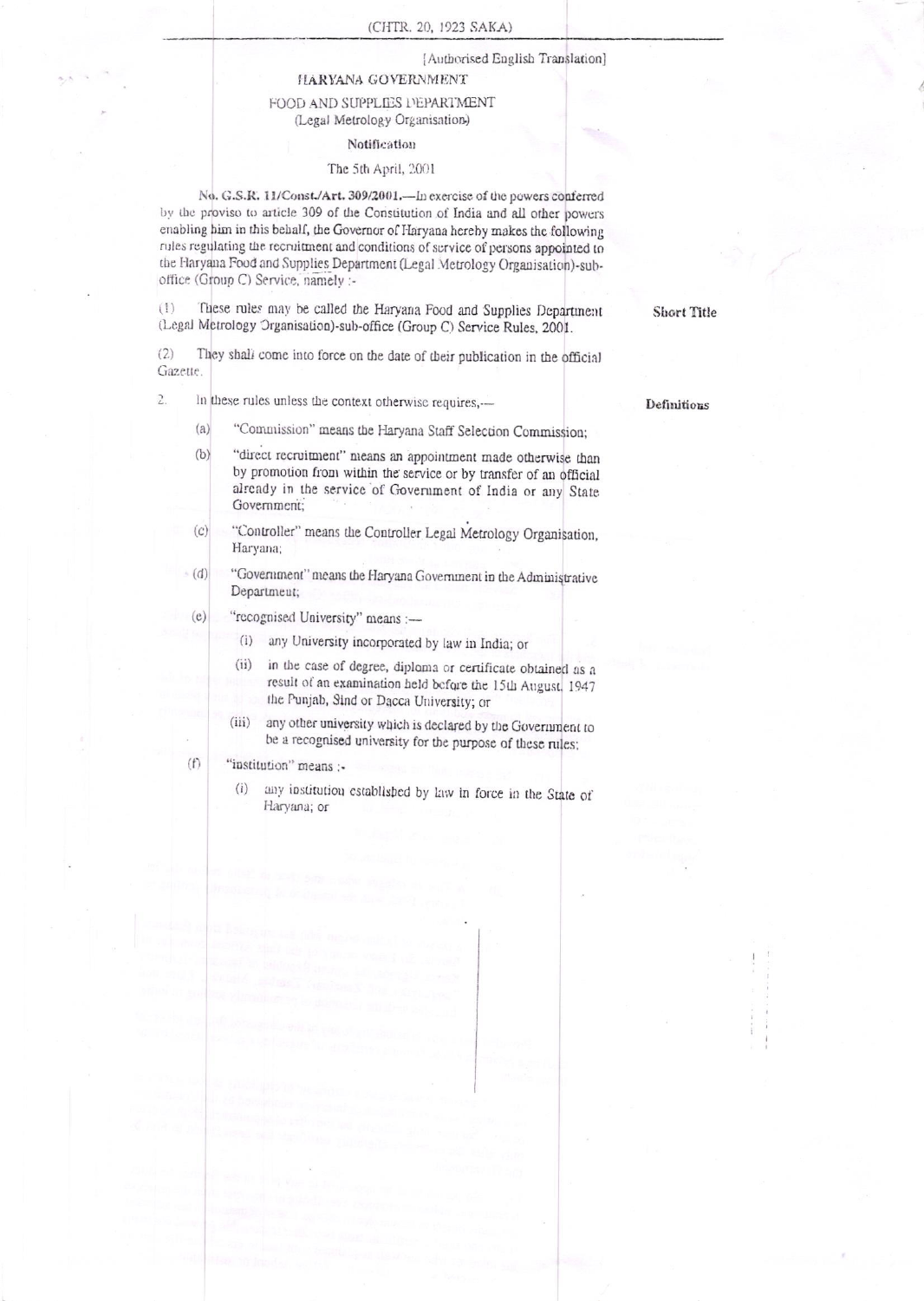(CHTR. 20, 1923 SAKA)

[Authorised English Translation]

HARYANA GOVERNMENT

FOOD AND SUPPLIES DEPARTMENT

(Legal Metrology Organisation)

Notification

The 5th April, 2001

**No. G.S.R. 11/Const./Art. 309/2001.**—In exercise of the powers conferred by the proviso to article 309 of the Constitution of India and all other powers enabling him in this behalf, the Governor of Haryana hereby makes the following rules regulating the recruitment and conditions of service of persons appointed to the Haryana Food and Supplies Department (Legal Metrology Organisation)-sub-office (Group C) Service, namely :-

**Short Title**

(1) These rules may be called the Haryana Food and Supplies Department (Legal Metrology Organisation)-sub-office (Group C) Service Rules, 2001.

(2) They shall come into force on the date of their publication in the official Gazette.

**Definitions**

2. In these rules unless the context otherwise requires,—

(a) "Commission" means the Haryana Staff Selection Commission;

(b) "direct recruitment" means an appointment made otherwise than by promotion from within the service or by transfer of an official already in the service of Government of India or any State Government;

(c) "Controller" means the Controller Legal Metrology Organisation, Haryana;

(d) "Government" means the Haryana Government in the Administrative Department;

(e) "recognised University" means :—

(i) any University incorporated by law in India; or

(ii) in the case of degree, diploma or certificate obtained as a result of an examination held before the 15th August, 1947 the Punjab, Sind or Dacca University; or

(iii) any other university which is declared by the Government to be a recognised university for the purpose of these rules;

(f) "institution" means :-

(i) any institution established by law in force in the State of Haryana; or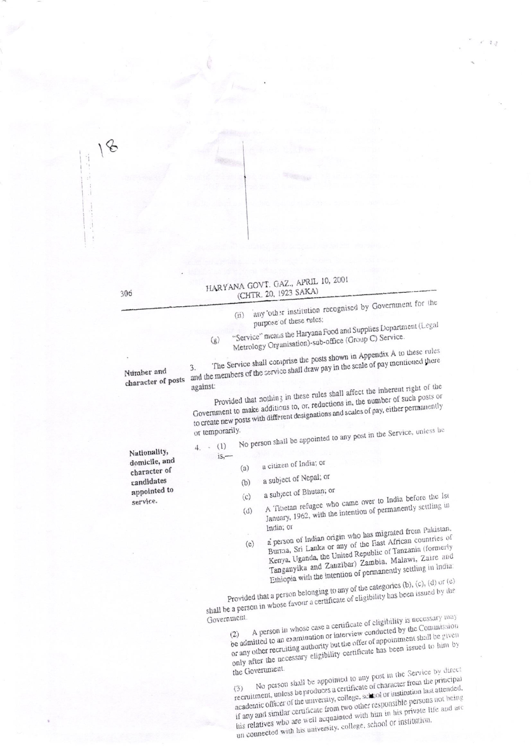(ii) any other institution recognised by Government for the purpose of these rules;

(g) "Service" means the Haryana Food and Supplies Department (Legal Metrology Organisation)-sub-office (Group C) Service.

**Number and character of posts**

3. The Service shall comprise the posts shown in Appendix A to these rules and the members of the service shall draw pay in the scale of pay mentioned there against:

Provided that nothing in these rules shall affect the inherent right of the Government to make additions to, or, reductions in, the number of such posts or to create new posts with different designations and scales of pay, either permanently or temporarily.

**Nationality, domicile, and character of candidates appointed to service.**

4. (1) No person shall be appointed to any post in the Service, unless he is,—

(a) a citizen of India; or

(b) a subject of Nepal; or

(c) a subject of Bhutan; or

(d) A Tibetan refugee who came over to India before the 1st January, 1962, with the intention of permanently settling in India; or

(e) a person of Indian origin who has migrated from Pakistan, Burma, Sri Lanka or any of the East African countries of Kenya, Uganda, the United Republic of Tanzania (formerly Tanganyika and Zanzibar) Zambia, Malawi, Zaire and Ethiopia with the intention of permanently settling in India:

Provided that a person belonging to any of the categories (b), (c), (d) or (e) shall be a person in whose favour a certificate of eligibility has been issued by the Government.

(2) A person in whose case a certificate of eligibility is necessary may be admitted to an examination or interview conducted by the Commission or any other recruiting authority but the offer of appointment shall be given only after the necessary eligibility certificate has been issued to him by the Government.

(3) No person shall be appointed to any post in the Service by direct recruitment, unless he produces a certificate of character from the principal academic officer of the university, college, school or institution last attended, if any and similar certificate from two other responsible persons not being his relatives who are well acquainted with him in his private life and are un connected with his university, college, school or institution.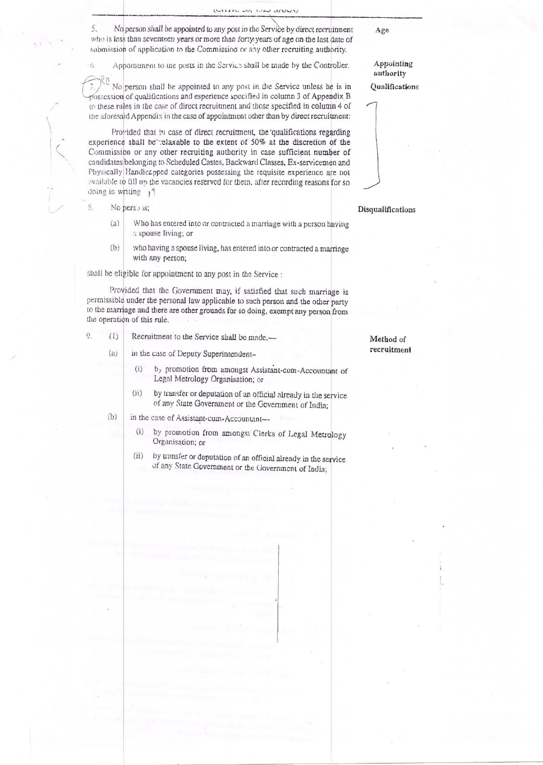5. No person shall be appointed to any post in the Service by direct recruitment who is less than seventeen years or more than forty years of age on the last date of submission of application to the Commission or any other recruiting authority. **Age**

6. Appointment to the posts in the Service shall be made by the Controller. **Appointing authority**

7. No person shall be appointed to any post in the Service unless he is in possession of qualifications and experience specified in column 3 of Appendix B to these rules in the case of direct recruitment and those specified in column 4 of the aforesaid Appendix in the case of appointment other than by direct recruitment: **Qualifications**

Provided that in case of direct recruitment, the qualifications regarding experience shall be relaxable to the extent of 50% at the discretion of the Commission or any other recruiting authority in case sufficient number of candidates belonging to Scheduled Castes, Backward Classes, Ex-servicemen and Physically Handicapped categories possessing the requisite experience are not available to fill up the vacancies reserved for them, after recording reasons for so doing in writing.

8. No person; **Disqualifications**

(a) Who has entered into or contracted a marriage with a person having a spouse living; or

(b) who having a spouse living, has entered into or contracted a marriage with any person;

shall be eligible for appointment to any post in the Service :

Provided that the Government may, if satisfied that such marriage is permissible under the personal law applicable to such person and the other party to the marriage and there are other grounds for so doing, exempt any person from the operation of this rule.

9. (1) Recruitment to the Service shall be made,— **Method of recruitment**

(a) in the case of Deputy Superintendent–

(i) by promotion from amongst Assistant-cum-Accountant of Legal Metrology Organisation; or

(ii) by transfer or deputation of an official already in the service of any State Government or the Government of India;

(b) in the case of Assistant-cum-Accountant—

(i) by promotion from amongst Clerks of Legal Metrology Organisation; or

(ii) by transfer or deputation of an official already in the service of any State Government or the Government of India;